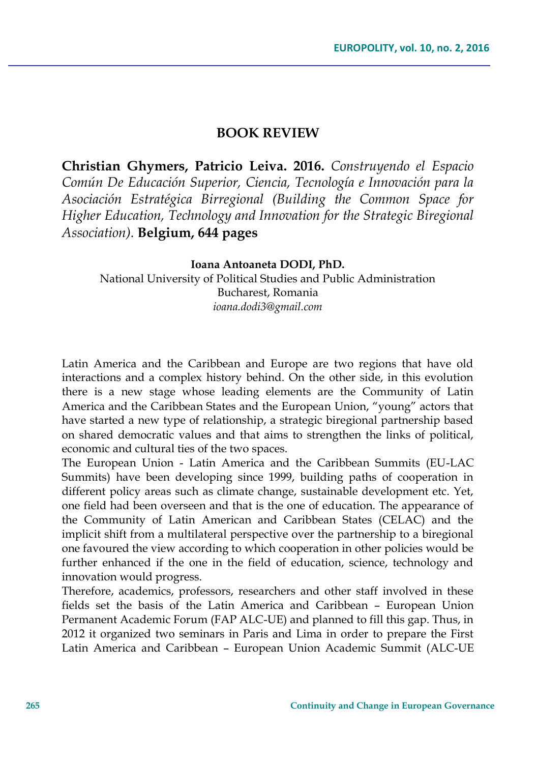## BOOK REVIEW

**Christian Ghymers, Patricio Leiva. 2016.** *Construyendo el Espacio Común De Educación Superior, Ciencia, Tecnología e Innovación para la Asociación Estratégica Birregional (Building the Common Space for Higher Education, Technology and Innovation for the Strategic Biregional Association).* **Belgium, 644 pages**

**Ioana Antoaneta DODI, PhD.**
National University of Political Studies and Public Administration
Bucharest, Romania
*ioana.dodi3@gmail.com*

Latin America and the Caribbean and Europe are two regions that have old interactions and a complex history behind. On the other side, in this evolution there is a new stage whose leading elements are the Community of Latin America and the Caribbean States and the European Union, "young" actors that have started a new type of relationship, a strategic biregional partnership based on shared democratic values and that aims to strengthen the links of political, economic and cultural ties of the two spaces.

The European Union - Latin America and the Caribbean Summits (EU-LAC Summits) have been developing since 1999, building paths of cooperation in different policy areas such as climate change, sustainable development etc. Yet, one field had been overseen and that is the one of education. The appearance of the Community of Latin American and Caribbean States (CELAC) and the implicit shift from a multilateral perspective over the partnership to a biregional one favoured the view according to which cooperation in other policies would be further enhanced if the one in the field of education, science, technology and innovation would progress.

Therefore, academics, professors, researchers and other staff involved in these fields set the basis of the Latin America and Caribbean – European Union Permanent Academic Forum (FAP ALC-UE) and planned to fill this gap. Thus, in 2012 it organized two seminars in Paris and Lima in order to prepare the First Latin America and Caribbean – European Union Academic Summit (ALC-UE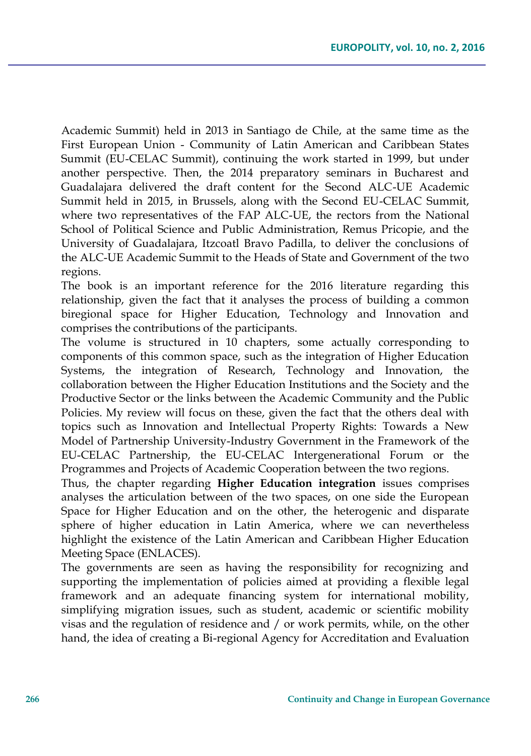Academic Summit) held in 2013 in Santiago de Chile, at the same time as the First European Union - Community of Latin American and Caribbean States Summit (EU-CELAC Summit), continuing the work started in 1999, but under another perspective. Then, the 2014 preparatory seminars in Bucharest and Guadalajara delivered the draft content for the Second ALC-UE Academic Summit held in 2015, in Brussels, along with the Second EU-CELAC Summit, where two representatives of the FAP ALC-UE, the rectors from the National School of Political Science and Public Administration, Remus Pricopie, and the University of Guadalajara, Itzcoatl Bravo Padilla, to deliver the conclusions of the ALC-UE Academic Summit to the Heads of State and Government of the two regions.

The book is an important reference for the 2016 literature regarding this relationship, given the fact that it analyses the process of building a common biregional space for Higher Education, Technology and Innovation and comprises the contributions of the participants.

The volume is structured in 10 chapters, some actually corresponding to components of this common space, such as the integration of Higher Education Systems, the integration of Research, Technology and Innovation, the collaboration between the Higher Education Institutions and the Society and the Productive Sector or the links between the Academic Community and the Public Policies. My review will focus on these, given the fact that the others deal with topics such as Innovation and Intellectual Property Rights: Towards a New Model of Partnership University-Industry Government in the Framework of the EU-CELAC Partnership, the EU-CELAC Intergenerational Forum or the Programmes and Projects of Academic Cooperation between the two regions.

Thus, the chapter regarding **Higher Education integration** issues comprises analyses the articulation between of the two spaces, on one side the European Space for Higher Education and on the other, the heterogenic and disparate sphere of higher education in Latin America, where we can nevertheless highlight the existence of the Latin American and Caribbean Higher Education Meeting Space (ENLACES).

The governments are seen as having the responsibility for recognizing and supporting the implementation of policies aimed at providing a flexible legal framework and an adequate financing system for international mobility, simplifying migration issues, such as student, academic or scientific mobility visas and the regulation of residence and / or work permits, while, on the other hand, the idea of creating a Bi-regional Agency for Accreditation and Evaluation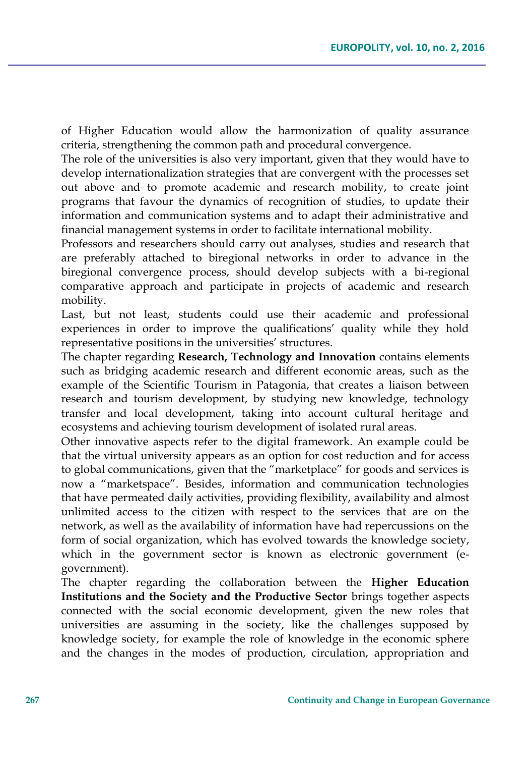of Higher Education would allow the harmonization of quality assurance criteria, strengthening the common path and procedural convergence.

The role of the universities is also very important, given that they would have to develop internationalization strategies that are convergent with the processes set out above and to promote academic and research mobility, to create joint programs that favour the dynamics of recognition of studies, to update their information and communication systems and to adapt their administrative and financial management systems in order to facilitate international mobility.

Professors and researchers should carry out analyses, studies and research that are preferably attached to biregional networks in order to advance in the biregional convergence process, should develop subjects with a bi-regional comparative approach and participate in projects of academic and research mobility.

Last, but not least, students could use their academic and professional experiences in order to improve the qualifications' quality while they hold representative positions in the universities' structures.

The chapter regarding **Research, Technology and Innovation** contains elements such as bridging academic research and different economic areas, such as the example of the Scientific Tourism in Patagonia, that creates a liaison between research and tourism development, by studying new knowledge, technology transfer and local development, taking into account cultural heritage and ecosystems and achieving tourism development of isolated rural areas.

Other innovative aspects refer to the digital framework. An example could be that the virtual university appears as an option for cost reduction and for access to global communications, given that the "marketplace" for goods and services is now a "marketspace". Besides, information and communication technologies that have permeated daily activities, providing flexibility, availability and almost unlimited access to the citizen with respect to the services that are on the network, as well as the availability of information have had repercussions on the form of social organization, which has evolved towards the knowledge society, which in the government sector is known as electronic government (e-government).

The chapter regarding the collaboration between the **Higher Education Institutions and the Society and the Productive Sector** brings together aspects connected with the social economic development, given the new roles that universities are assuming in the society, like the challenges supposed by knowledge society, for example the role of knowledge in the economic sphere and the changes in the modes of production, circulation, appropriation and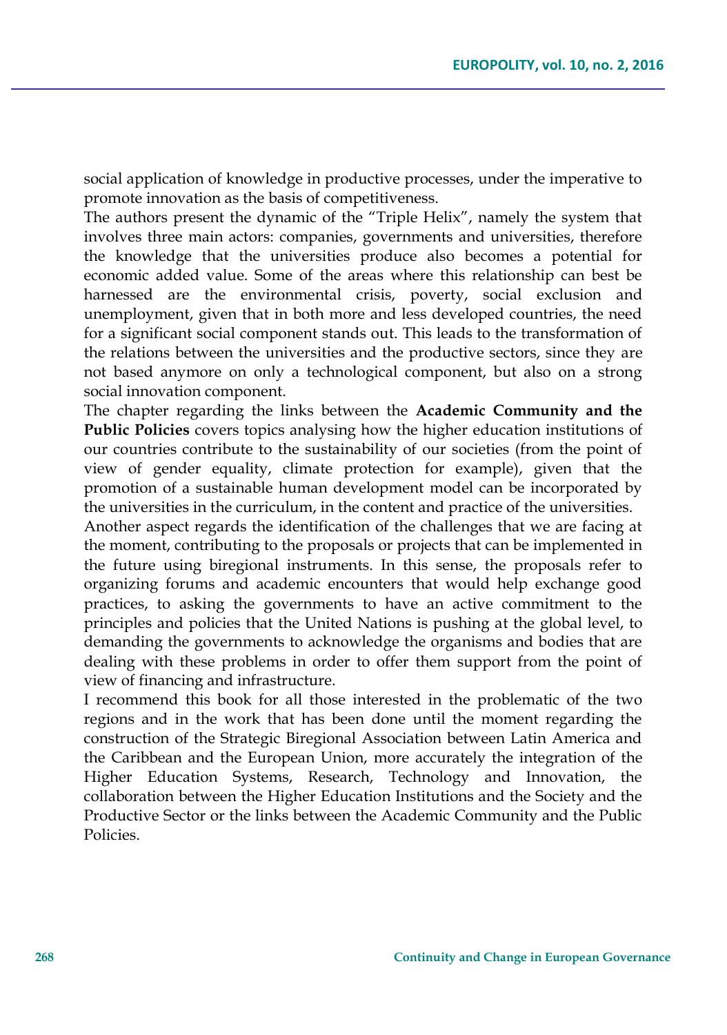social application of knowledge in productive processes, under the imperative to promote innovation as the basis of competitiveness.

The authors present the dynamic of the "Triple Helix", namely the system that involves three main actors: companies, governments and universities, therefore the knowledge that the universities produce also becomes a potential for economic added value. Some of the areas where this relationship can best be harnessed are the environmental crisis, poverty, social exclusion and unemployment, given that in both more and less developed countries, the need for a significant social component stands out. This leads to the transformation of the relations between the universities and the productive sectors, since they are not based anymore on only a technological component, but also on a strong social innovation component.

The chapter regarding the links between the **Academic Community and the Public Policies** covers topics analysing how the higher education institutions of our countries contribute to the sustainability of our societies (from the point of view of gender equality, climate protection for example), given that the promotion of a sustainable human development model can be incorporated by the universities in the curriculum, in the content and practice of the universities.

Another aspect regards the identification of the challenges that we are facing at the moment, contributing to the proposals or projects that can be implemented in the future using biregional instruments. In this sense, the proposals refer to organizing forums and academic encounters that would help exchange good practices, to asking the governments to have an active commitment to the principles and policies that the United Nations is pushing at the global level, to demanding the governments to acknowledge the organisms and bodies that are dealing with these problems in order to offer them support from the point of view of financing and infrastructure.

I recommend this book for all those interested in the problematic of the two regions and in the work that has been done until the moment regarding the construction of the Strategic Biregional Association between Latin America and the Caribbean and the European Union, more accurately the integration of the Higher Education Systems, Research, Technology and Innovation, the collaboration between the Higher Education Institutions and the Society and the Productive Sector or the links between the Academic Community and the Public Policies.